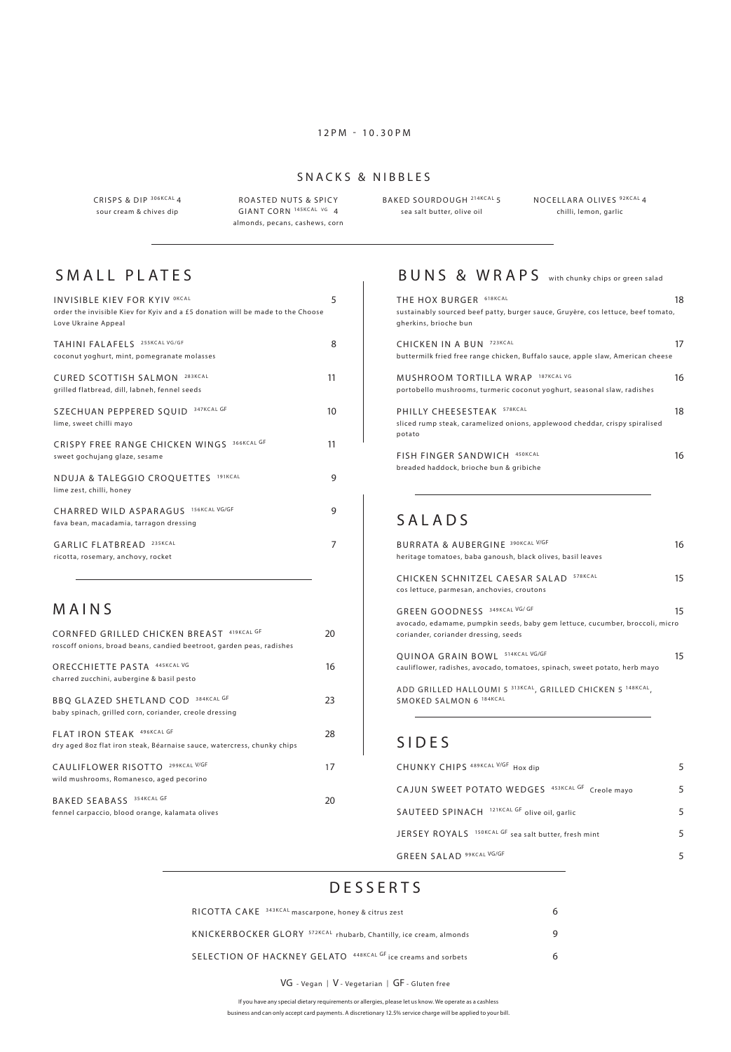12PM - 10.30PM

## SNACKS & NIBBLES

CRISPS & DIP 306KCAL 4
sour cream & chives dip

ROASTED NUTS & SPICY GIANT CORN 145KCAL VG 4
almonds, pecans, cashews, corn

BAKED SOURDOUGH 214KCAL 5
sea salt butter, olive oil

NOCELLARA OLIVES 92KCAL 4
chilli, lemon, garlic

## SMALL PLATES

INVISIBLE KIEV FOR KYIV 0KCAL 5
order the invisible Kiev for Kyiv and a £5 donation will be made to the Choose Love Ukraine Appeal

TAHINI FALAFELS 255KCAL VG/GF 8
coconut yoghurt, mint, pomegranate molasses

CURED SCOTTISH SALMON 283KCAL 11
grilled flatbread, dill, labneh, fennel seeds

SZECHUAN PEPPERED SQUID 347KCAL GF 10
lime, sweet chilli mayo

CRISPY FREE RANGE CHICKEN WINGS 366KCAL GF 11
sweet gochujang glaze, sesame

NDUJA & TALEGGIO CROQUETTES 191KCAL 9
lime zest, chilli, honey

CHARRED WILD ASPARAGUS 156KCAL VG/GF 9
fava bean, macadamia, tarragon dressing

GARLIC FLATBREAD 235KCAL 7
ricotta, rosemary, anchovy, rocket

## MAINS

CORNFED GRILLED CHICKEN BREAST 419KCAL GF 20
roscoff onions, broad beans, candied beetroot, garden peas, radishes

ORECCHIETTE PASTA 445KCAL VG 16
charred zucchini, aubergine & basil pesto

BBQ GLAZED SHETLAND COD 384KCAL GF 23
baby spinach, grilled corn, coriander, creole dressing

FLAT IRON STEAK 496KCAL GF 28
dry aged 8oz flat iron steak, Béarnaise sauce, watercress, chunky chips

CAULIFLOWER RISOTTO 299KCAL V/GF 17
wild mushrooms, Romanesco, aged pecorino

BAKED SEABASS 354KCAL GF 20
fennel carpaccio, blood orange, kalamata olives

## BUNS & WRAPS with chunky chips or green salad

THE HOX BURGER 618KCAL 18
sustainably sourced beef patty, burger sauce, Gruyère, cos lettuce, beef tomato, gherkins, brioche bun

CHICKEN IN A BUN 723KCAL 17
buttermilk fried free range chicken, Buffalo sauce, apple slaw, American cheese

MUSHROOM TORTILLA WRAP 187KCAL VG 16
portobello mushrooms, turmeric coconut yoghurt, seasonal slaw, radishes

PHILLY CHEESESTEAK 578KCAL 18
sliced rump steak, caramelized onions, applewood cheddar, crispy spiralised potato

FISH FINGER SANDWICH 450KCAL 16
breaded haddock, brioche bun & gribiche

## SALADS

BURRATA & AUBERGINE 390KCAL V/GF 16
heritage tomatoes, baba ganoush, black olives, basil leaves

CHICKEN SCHNITZEL CAESAR SALAD 578KCAL 15
cos lettuce, parmesan, anchovies, croutons

GREEN GOODNESS 349KCAL VG/ GF 15
avocado, edamame, pumpkin seeds, baby gem lettuce, cucumber, broccoli, micro coriander, coriander dressing, seeds

QUINOA GRAIN BOWL 514KCAL VG/GF 15
cauliflower, radishes, avocado, tomatoes, spinach, sweet potato, herb mayo

ADD GRILLED HALLOUMI 5 313KCAL, GRILLED CHICKEN 5 148KCAL, SMOKED SALMON 6 184KCAL

## SIDES

CHUNKY CHIPS 489KCAL V/GF Hox dip 5

CAJUN SWEET POTATO WEDGES 453KCAL GF Creole mayo 5

SAUTEED SPINACH 121KCAL GF olive oil, garlic 5

JERSEY ROYALS 150KCAL GF sea salt butter, fresh mint 5

GREEN SALAD 99KCAL VG/GF 5

## DESSERTS

RICOTTA CAKE 343KCAL mascarpone, honey & citrus zest 6

KNICKERBOCKER GLORY 572KCAL rhubarb, Chantilly, ice cream, almonds 9

SELECTION OF HACKNEY GELATO 448KCAL GF ice creams and sorbets 6

VG - Vegan | V - Vegetarian | GF - Gluten free

If you have any special dietary requirements or allergies, please let us know. We operate as a cashless business and can only accept card payments. A discretionary 12.5% service charge will be applied to your bill.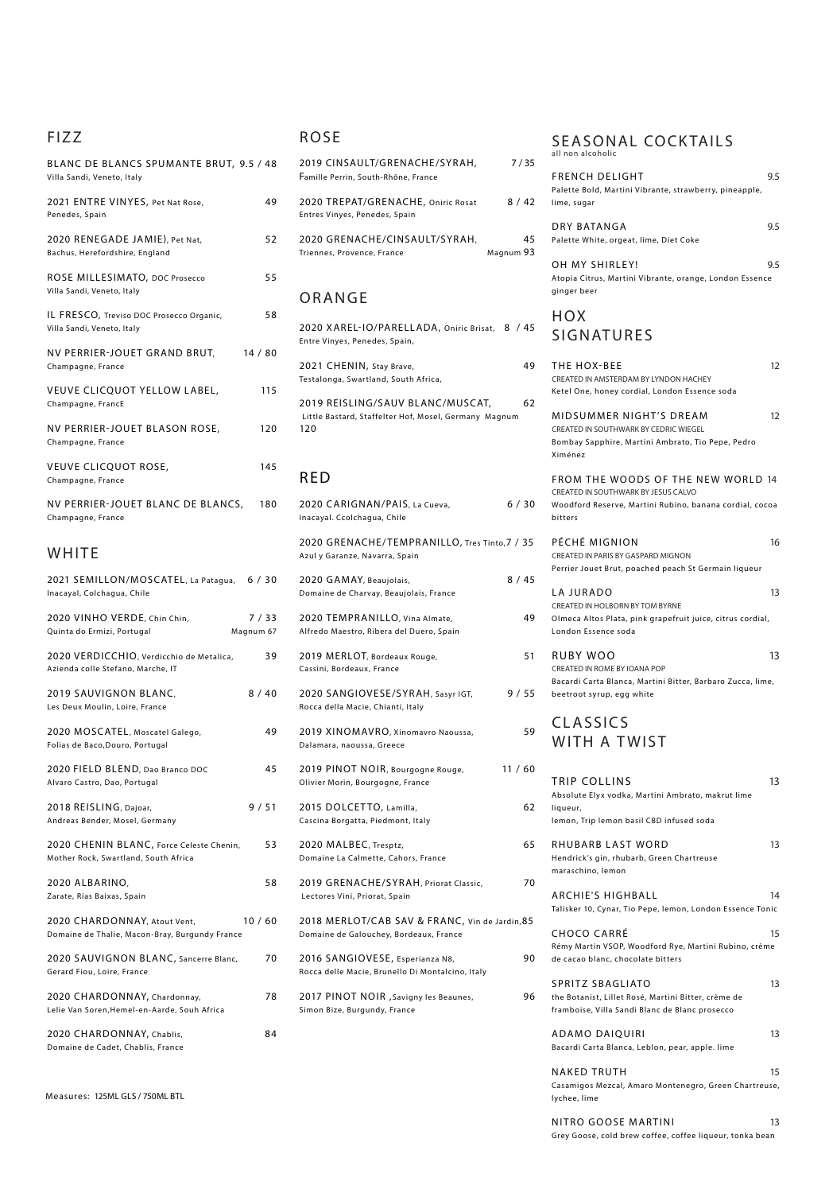## FIZZ

BLANC DE BLANCS SPUMANTE BRUT, 9.5 / 48
Villa Sandi, Veneto, Italy

2021 ENTRE VINYES, Pet Nat Rose, 49
Penedes, Spain

2020 RENEGADE JAMIE), Pet Nat, 52
Bachus, Herefordshire, England

ROSE MILLESIMATO, DOC Prosecco 55
Villa Sandi, Veneto, Italy

IL FRESCO, Treviso DOC Prosecco Organic, 58
Villa Sandi, Veneto, Italy

NV PERRIER-JOUET GRAND BRUT, 14 / 80
Champagne, France

VEUVE CLICQUOT YELLOW LABEL, 115
Champagne, FrancE

NV PERRIER-JOUET BLASON ROSE, 120
Champagne, France

VEUVE CLICQUOT ROSE, 145
Champagne, France

NV PERRIER-JOUET BLANC DE BLANCS, 180
Champagne, France

## WHITE

2021 SEMILLON/MOSCATEL, La Patagua, 6 / 30
Inacayal, Colchagua, Chile

2020 VINHO VERDE, Chin Chin, 7 / 33
Quinta do Ermizi, Portugal Magnum 67

2020 VERDICCHIO, Verdicchio de Metalica, 39
Azienda colle Stefano, Marche, IT

2019 SAUVIGNON BLANC, 8 / 40
Les Deux Moulin, Loire, France

2020 MOSCATEL, Moscatel Galego, 49
Folias de Baco,Douro, Portugal

2020 FIELD BLEND, Dao Branco DOC 45
Alvaro Castro, Dao, Portugal

2018 REISLING, Dajoar, 9 / 51
Andreas Bender, Mosel, Germany

2020 CHENIN BLANC, Force Celeste Chenin, 53
Mother Rock, Swartland, South Africa

2020 ALBARINO, 58
Zarate, Rías Baixas, Spain

2020 CHARDONNAY, Atout Vent, 10 / 60
Domaine de Thalie, Macon-Bray, Burgundy France

2020 SAUVIGNON BLANC, Sancerre Blanc, 70
Gerard Fiou, Loire, France

2020 CHARDONNAY, Chardonnay, 78
Lelie Van Soren,Hemel-en-Aarde, Souh Africa

2020 CHARDONNAY, Chablis, 84
Domaine de Cadet, Chablis, France

Measures: 125ML GLS / 750ML BTL

## ROSE

2019 CINSAULT/GRENACHE/SYRAH, 7 / 35
Famille Perrin, South-Rhône, France

2020 TREPAT/GRENACHE, Oniric Rosat 8 / 42
Entres Vinyes, Penedes, Spain

2020 GRENACHE/CINSAULT/SYRAH, 45
Triennes, Provence, France Magnum 93

## ORANGE

2020 XAREL-IO/PARELLADA, Oniric Brisat, 8 / 45
Entre Vinyes, Penedes, Spain,

2021 CHENIN, Stay Brave, 49
Testalonga, Swartland, South Africa,

2019 REISLING/SAUV BLANC/MUSCAT, 62
Little Bastard, Staffelter Hof, Mosel, Germany Magnum 120

## RED

2020 CARIGNAN/PAIS, La Cueva, 6 / 30
Inacayal. Ccolchagua, Chile

2020 GRENACHE/TEMPRANILLO, Tres Tinto, 7 / 35
Azul y Garanze, Navarra, Spain

2020 GAMAY, Beaujolais, 8 / 45
Domaine de Charvay, Beaujolais, France

2020 TEMPRANILLO, Vina Almate, 49
Alfredo Maestro, Ribera del Duero, Spain

2019 MERLOT, Bordeaux Rouge, 51
Cassini, Bordeaux, France

2020 SANGIOVESE/SYRAH, Sasyr IGT, 9 / 55
Rocca della Macie, Chianti, Italy

2019 XINOMAVRO, Xinomavro Naoussa, 59
Dalamara, naoussa, Greece

2019 PINOT NOIR, Bourgogne Rouge, 11 / 60
Olivier Morin, Bourgogne, France

2015 DOLCETTO, Lamilla, 62
Cascina Borgatta, Piedmont, Italy

2020 MALBEC, Tresptz, 65
Domaine La Calmette, Cahors, France

2019 GRENACHE/SYRAH, Priorat Classic, 70
Lectores Vini, Priorat, Spain

2018 MERLOT/CAB SAV & FRANC, Vin de Jardin, 85
Domaine de Galouchey, Bordeaux, France

2016 SANGIOVESE, Esperianza N8, 90
Rocca delle Macie, Brunello Di Montalcino, Italy

2017 PINOT NOIR , Savigny les Beaunes, 96
Simon Bize, Burgundy, France

## SEASONAL COCKTAILS
all non alcoholic

FRENCH DELIGHT 9.5
Palette Bold, Martini Vibrante, strawberry, pineapple, lime, sugar

DRY BATANGA 9.5
Palette White, orgeat, lime, Diet Coke

OH MY SHIRLEY! 9.5
Atopia Citrus, Martini Vibrante, orange, London Essence ginger beer

## HOX SIGNATURES

THE HOX-BEE 12
CREATED IN AMSTERDAM BY LYNDON HACHEY
Ketel One, honey cordial, London Essence soda

MIDSUMMER NIGHT'S DREAM 12
CREATED IN SOUTHWARK BY CEDRIC WIEGEL
Bombay Sapphire, Martini Ambrato, Tio Pepe, Pedro Ximénez

FROM THE WOODS OF THE NEW WORLD 14
CREATED IN SOUTHWARK BY JESUS CALVO
Woodford Reserve, Martini Rubino, banana cordial, cocoa bitters

PÉCHÉ MIGNION 16
CREATED IN PARIS BY GASPARD MIGNON
Perrier Jouet Brut, poached peach St Germain liqueur

LA JURADO 13
CREATED IN HOLBORN BY TOM BYRNE
Olmeca Altos Plata, pink grapefruit juice, citrus cordial, London Essence soda

RUBY WOO 13
CREATED IN ROME BY IOANA POP
Bacardi Carta Blanca, Martini Bitter, Barbaro Zucca, lime, beetroot syrup, egg white

## CLASSICS WITH A TWIST

TRIP COLLINS 13
Absolute Elyx vodka, Martini Ambrato, makrut lime liqueur,
lemon, Trip lemon basil CBD infused soda

RHUBARB LAST WORD 13
Hendrick's gin, rhubarb, Green Chartreuse maraschino, lemon

ARCHIE'S HIGHBALL 14
Talisker 10, Cynar, Tio Pepe, lemon, London Essence Tonic

CHOCO CARRÉ 15
Rémy Martin VSOP, Woodford Rye, Martini Rubino, crème de cacao blanc, chocolate bitters

SPRITZ SBAGLIATO 13
the Botanist, Lillet Rosé, Martini Bitter, crème de framboise, Villa Sandi Blanc de Blanc prosecco

ADAMO DAIQUIRI 13
Bacardi Carta Blanca, Leblon, pear, apple. lime

NAKED TRUTH 15
Casamigos Mezcal, Amaro Montenegro, Green Chartreuse, lychee, lime

NITRO GOOSE MARTINI 13
Grey Goose, cold brew coffee, coffee liqueur, tonka bean